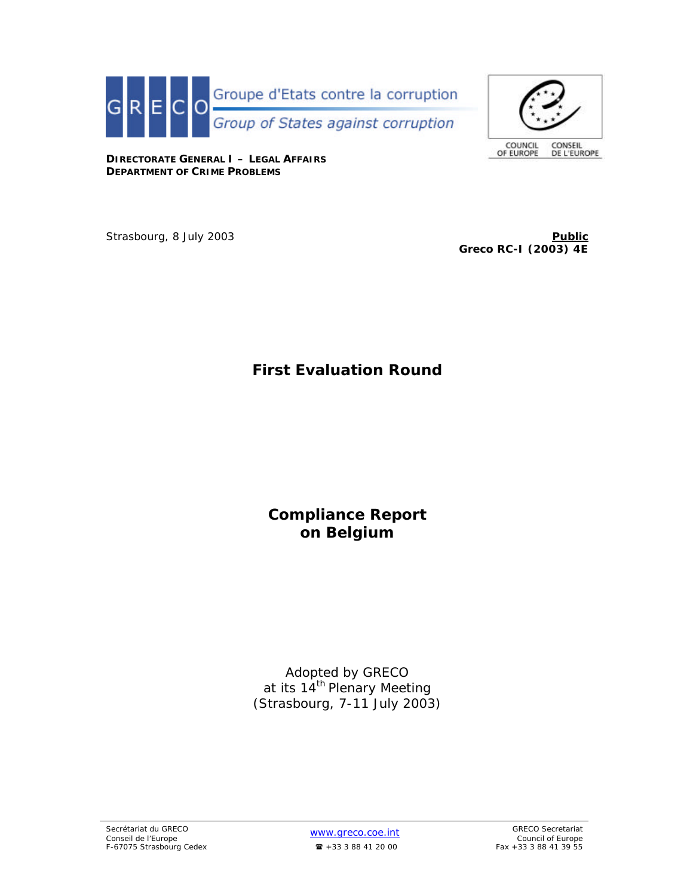GRECO Groupe d'Etats contre la corruption
Group of States against corruption

COUNCIL OF EUROPE CONSEIL DE L'EUROPE

**DIRECTORATE GENERAL I – LEGAL AFFAIRS**
**DEPARTMENT OF CRIME PROBLEMS**

Strasbourg, 8 July 2003

**Public**
**Greco RC-I (2003) 4E**

# First Evaluation Round

# Compliance Report on Belgium

Adopted by GRECO
at its 14th Plenary Meeting
(Strasbourg, 7-11 July 2003)

Secrétariat du GRECO
Conseil de l'Europe
F-67075 Strasbourg Cedex

www.greco.coe.int
☎ +33 3 88 41 20 00

GRECO Secretariat
Council of Europe
Fax +33 3 88 41 39 55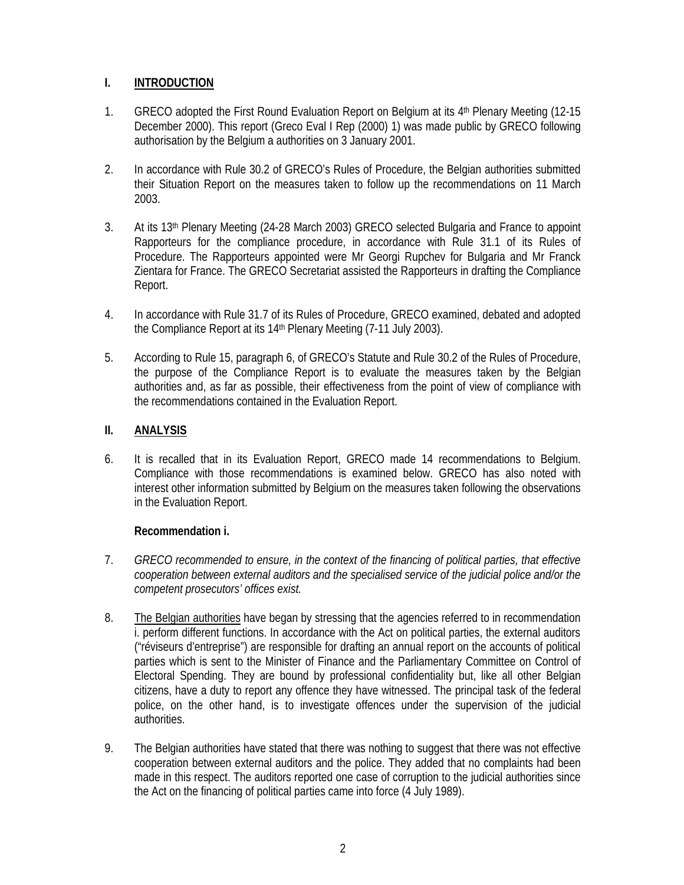## I. INTRODUCTION

1. GRECO adopted the First Round Evaluation Report on Belgium at its 4th Plenary Meeting (12-15 December 2000). This report (Greco Eval I Rep (2000) 1) was made public by GRECO following authorisation by the Belgium a authorities on 3 January 2001.

2. In accordance with Rule 30.2 of GRECO's Rules of Procedure, the Belgian authorities submitted their Situation Report on the measures taken to follow up the recommendations on 11 March 2003.

3. At its 13th Plenary Meeting (24-28 March 2003) GRECO selected Bulgaria and France to appoint Rapporteurs for the compliance procedure, in accordance with Rule 31.1 of its Rules of Procedure. The Rapporteurs appointed were Mr Georgi Rupchev for Bulgaria and Mr Franck Zientara for France. The GRECO Secretariat assisted the Rapporteurs in drafting the Compliance Report.

4. In accordance with Rule 31.7 of its Rules of Procedure, GRECO examined, debated and adopted the Compliance Report at its 14th Plenary Meeting (7-11 July 2003).

5. According to Rule 15, paragraph 6, of GRECO's Statute and Rule 30.2 of the Rules of Procedure, the purpose of the Compliance Report is to evaluate the measures taken by the Belgian authorities and, as far as possible, their effectiveness from the point of view of compliance with the recommendations contained in the Evaluation Report.

## II. ANALYSIS

6. It is recalled that in its Evaluation Report, GRECO made 14 recommendations to Belgium. Compliance with those recommendations is examined below. GRECO has also noted with interest other information submitted by Belgium on the measures taken following the observations in the Evaluation Report.

**Recommendation i.**

7. *GRECO recommended to ensure, in the context of the financing of political parties, that effective cooperation between external auditors and the specialised service of the judicial police and/or the competent prosecutors' offices exist.*

8. The Belgian authorities have began by stressing that the agencies referred to in recommendation i. perform different functions. In accordance with the Act on political parties, the external auditors ("réviseurs d'entreprise") are responsible for drafting an annual report on the accounts of political parties which is sent to the Minister of Finance and the Parliamentary Committee on Control of Electoral Spending. They are bound by professional confidentiality but, like all other Belgian citizens, have a duty to report any offence they have witnessed. The principal task of the federal police, on the other hand, is to investigate offences under the supervision of the judicial authorities.

9. The Belgian authorities have stated that there was nothing to suggest that there was not effective cooperation between external auditors and the police. They added that no complaints had been made in this respect. The auditors reported one case of corruption to the judicial authorities since the Act on the financing of political parties came into force (4 July 1989).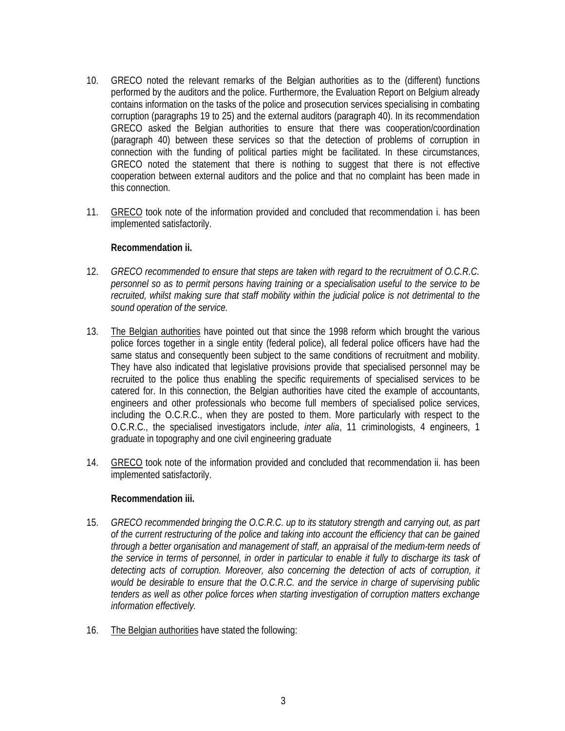10. GRECO noted the relevant remarks of the Belgian authorities as to the (different) functions performed by the auditors and the police. Furthermore, the Evaluation Report on Belgium already contains information on the tasks of the police and prosecution services specialising in combating corruption (paragraphs 19 to 25) and the external auditors (paragraph 40). In its recommendation GRECO asked the Belgian authorities to ensure that there was cooperation/coordination (paragraph 40) between these services so that the detection of problems of corruption in connection with the funding of political parties might be facilitated. In these circumstances, GRECO noted the statement that there is nothing to suggest that there is not effective cooperation between external auditors and the police and that no complaint has been made in this connection.

11. <u>GRECO</u> took note of the information provided and concluded that recommendation i. has been implemented satisfactorily.

**Recommendation ii.**

12. *GRECO recommended to ensure that steps are taken with regard to the recruitment of O.C.R.C. personnel so as to permit persons having training or a specialisation useful to the service to be recruited, whilst making sure that staff mobility within the judicial police is not detrimental to the sound operation of the service.*

13. <u>The Belgian authorities</u> have pointed out that since the 1998 reform which brought the various police forces together in a single entity (federal police), all federal police officers have had the same status and consequently been subject to the same conditions of recruitment and mobility. They have also indicated that legislative provisions provide that specialised personnel may be recruited to the police thus enabling the specific requirements of specialised services to be catered for. In this connection, the Belgian authorities have cited the example of accountants, engineers and other professionals who become full members of specialised police services, including the O.C.R.C., when they are posted to them. More particularly with respect to the O.C.R.C., the specialised investigators include, *inter alia*, 11 criminologists, 4 engineers, 1 graduate in topography and one civil engineering graduate

14. <u>GRECO</u> took note of the information provided and concluded that recommendation ii. has been implemented satisfactorily.

**Recommendation iii.**

15. *GRECO recommended bringing the O.C.R.C. up to its statutory strength and carrying out, as part of the current restructuring of the police and taking into account the efficiency that can be gained through a better organisation and management of staff, an appraisal of the medium-term needs of the service in terms of personnel, in order in particular to enable it fully to discharge its task of detecting acts of corruption. Moreover, also concerning the detection of acts of corruption, it would be desirable to ensure that the O.C.R.C. and the service in charge of supervising public tenders as well as other police forces when starting investigation of corruption matters exchange information effectively.*

16. <u>The Belgian authorities</u> have stated the following: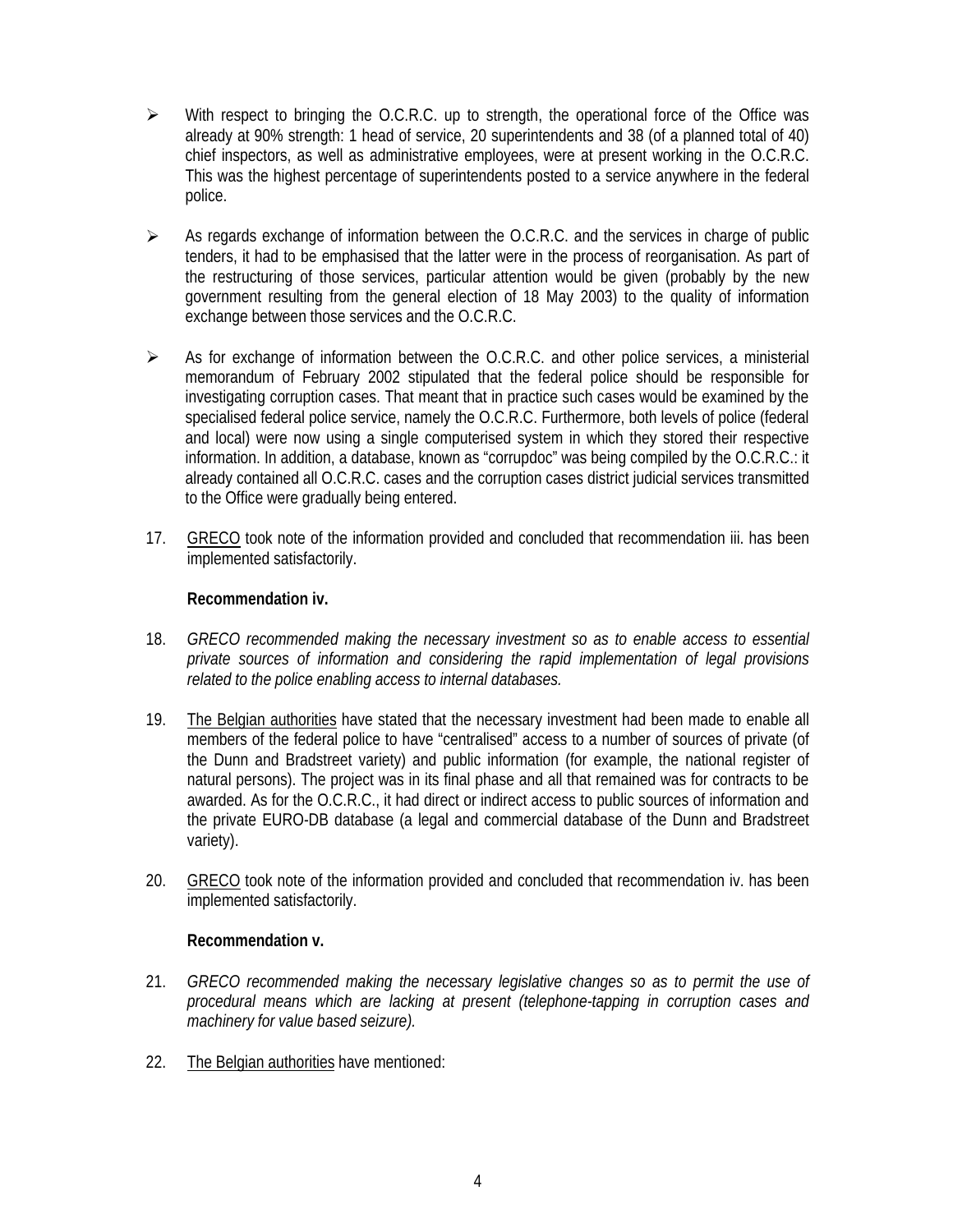- With respect to bringing the O.C.R.C. up to strength, the operational force of the Office was already at 90% strength: 1 head of service, 20 superintendents and 38 (of a planned total of 40) chief inspectors, as well as administrative employees, were at present working in the O.C.R.C. This was the highest percentage of superintendents posted to a service anywhere in the federal police.

- As regards exchange of information between the O.C.R.C. and the services in charge of public tenders, it had to be emphasised that the latter were in the process of reorganisation. As part of the restructuring of those services, particular attention would be given (probably by the new government resulting from the general election of 18 May 2003) to the quality of information exchange between those services and the O.C.R.C.

- As for exchange of information between the O.C.R.C. and other police services, a ministerial memorandum of February 2002 stipulated that the federal police should be responsible for investigating corruption cases. That meant that in practice such cases would be examined by the specialised federal police service, namely the O.C.R.C. Furthermore, both levels of police (federal and local) were now using a single computerised system in which they stored their respective information. In addition, a database, known as "corrupdoc" was being compiled by the O.C.R.C.: it already contained all O.C.R.C. cases and the corruption cases district judicial services transmitted to the Office were gradually being entered.

17. GRECO took note of the information provided and concluded that recommendation iii. has been implemented satisfactorily.

**Recommendation iv.**

18. *GRECO recommended making the necessary investment so as to enable access to essential private sources of information and considering the rapid implementation of legal provisions related to the police enabling access to internal databases.*

19. The Belgian authorities have stated that the necessary investment had been made to enable all members of the federal police to have "centralised" access to a number of sources of private (of the Dunn and Bradstreet variety) and public information (for example, the national register of natural persons). The project was in its final phase and all that remained was for contracts to be awarded. As for the O.C.R.C., it had direct or indirect access to public sources of information and the private EURO-DB database (a legal and commercial database of the Dunn and Bradstreet variety).

20. GRECO took note of the information provided and concluded that recommendation iv. has been implemented satisfactorily.

**Recommendation v.**

21. *GRECO recommended making the necessary legislative changes so as to permit the use of procedural means which are lacking at present (telephone-tapping in corruption cases and machinery for value based seizure).*

22. The Belgian authorities have mentioned: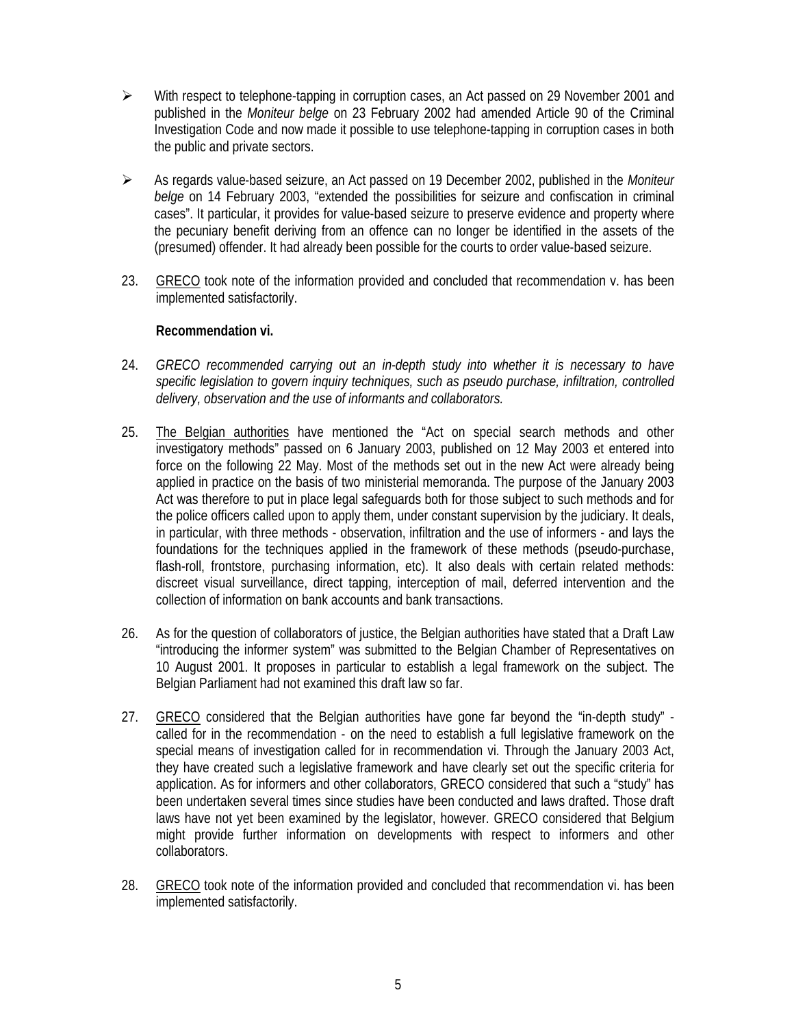- With respect to telephone-tapping in corruption cases, an Act passed on 29 November 2001 and published in the *Moniteur belge* on 23 February 2002 had amended Article 90 of the Criminal Investigation Code and now made it possible to use telephone-tapping in corruption cases in both the public and private sectors.

- As regards value-based seizure, an Act passed on 19 December 2002, published in the *Moniteur belge* on 14 February 2003, "extended the possibilities for seizure and confiscation in criminal cases". It particular, it provides for value-based seizure to preserve evidence and property where the pecuniary benefit deriving from an offence can no longer be identified in the assets of the (presumed) offender. It had already been possible for the courts to order value-based seizure.

23. GRECO took note of the information provided and concluded that recommendation v. has been implemented satisfactorily.

**Recommendation vi.**

24. *GRECO recommended carrying out an in-depth study into whether it is necessary to have specific legislation to govern inquiry techniques, such as pseudo purchase, infiltration, controlled delivery, observation and the use of informants and collaborators.*

25. The Belgian authorities have mentioned the "Act on special search methods and other investigatory methods" passed on 6 January 2003, published on 12 May 2003 et entered into force on the following 22 May. Most of the methods set out in the new Act were already being applied in practice on the basis of two ministerial memoranda. The purpose of the January 2003 Act was therefore to put in place legal safeguards both for those subject to such methods and for the police officers called upon to apply them, under constant supervision by the judiciary. It deals, in particular, with three methods - observation, infiltration and the use of informers - and lays the foundations for the techniques applied in the framework of these methods (pseudo-purchase, flash-roll, frontstore, purchasing information, etc). It also deals with certain related methods: discreet visual surveillance, direct tapping, interception of mail, deferred intervention and the collection of information on bank accounts and bank transactions.

26. As for the question of collaborators of justice, the Belgian authorities have stated that a Draft Law "introducing the informer system" was submitted to the Belgian Chamber of Representatives on 10 August 2001. It proposes in particular to establish a legal framework on the subject. The Belgian Parliament had not examined this draft law so far.

27. GRECO considered that the Belgian authorities have gone far beyond the "in-depth study" - called for in the recommendation - on the need to establish a full legislative framework on the special means of investigation called for in recommendation vi. Through the January 2003 Act, they have created such a legislative framework and have clearly set out the specific criteria for application. As for informers and other collaborators, GRECO considered that such a "study" has been undertaken several times since studies have been conducted and laws drafted. Those draft laws have not yet been examined by the legislator, however. GRECO considered that Belgium might provide further information on developments with respect to informers and other collaborators.

28. GRECO took note of the information provided and concluded that recommendation vi. has been implemented satisfactorily.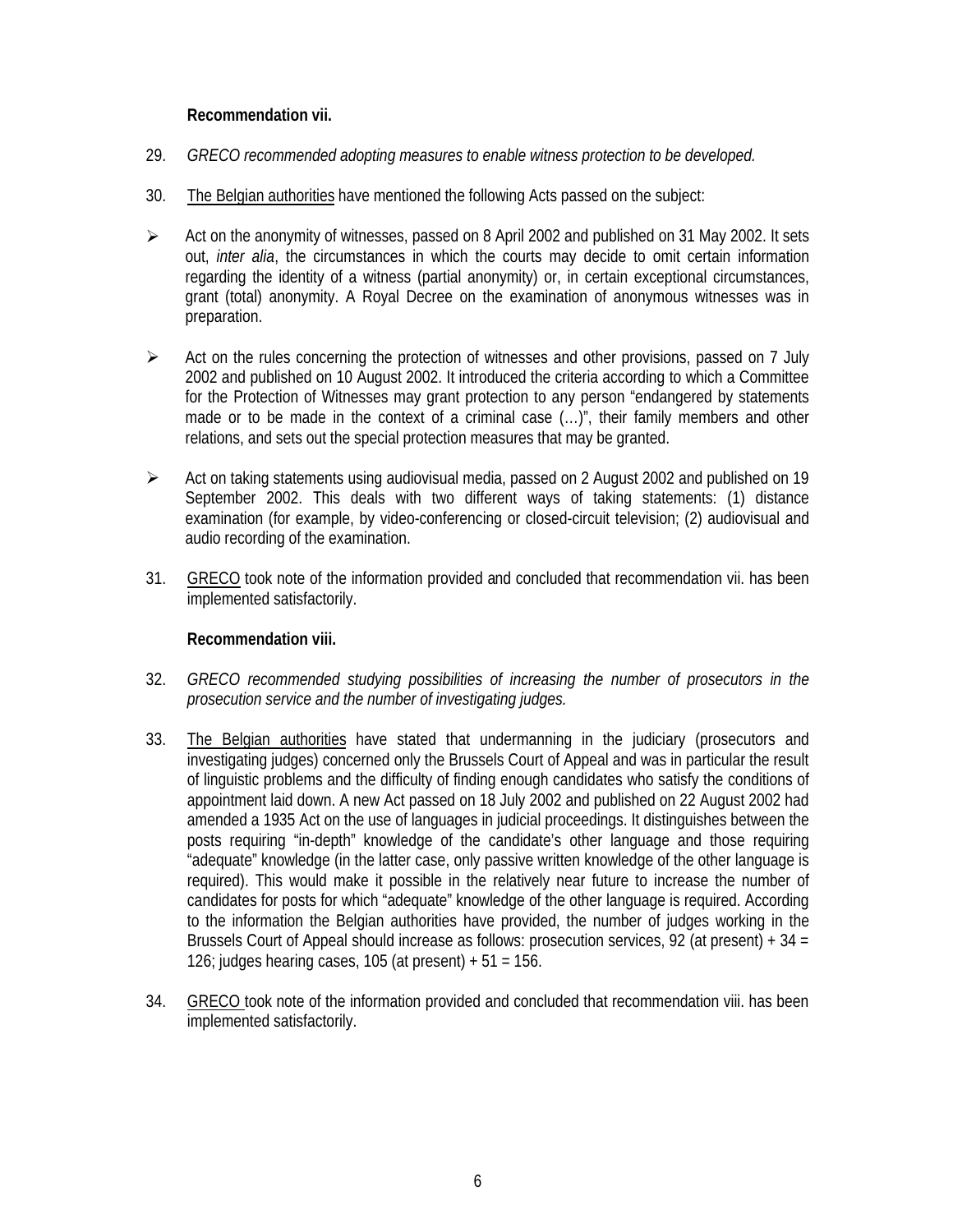**Recommendation vii.**

29. *GRECO recommended adopting measures to enable witness protection to be developed.*

30. The Belgian authorities have mentioned the following Acts passed on the subject:

- Act on the anonymity of witnesses, passed on 8 April 2002 and published on 31 May 2002. It sets out, *inter alia*, the circumstances in which the courts may decide to omit certain information regarding the identity of a witness (partial anonymity) or, in certain exceptional circumstances, grant (total) anonymity. A Royal Decree on the examination of anonymous witnesses was in preparation.

- Act on the rules concerning the protection of witnesses and other provisions, passed on 7 July 2002 and published on 10 August 2002. It introduced the criteria according to which a Committee for the Protection of Witnesses may grant protection to any person "endangered by statements made or to be made in the context of a criminal case (…)", their family members and other relations, and sets out the special protection measures that may be granted.

- Act on taking statements using audiovisual media, passed on 2 August 2002 and published on 19 September 2002. This deals with two different ways of taking statements: (1) distance examination (for example, by video-conferencing or closed-circuit television; (2) audiovisual and audio recording of the examination.

31. GRECO took note of the information provided and concluded that recommendation vii. has been implemented satisfactorily.

**Recommendation viii.**

32. *GRECO recommended studying possibilities of increasing the number of prosecutors in the prosecution service and the number of investigating judges.*

33. The Belgian authorities have stated that undermanning in the judiciary (prosecutors and investigating judges) concerned only the Brussels Court of Appeal and was in particular the result of linguistic problems and the difficulty of finding enough candidates who satisfy the conditions of appointment laid down. A new Act passed on 18 July 2002 and published on 22 August 2002 had amended a 1935 Act on the use of languages in judicial proceedings. It distinguishes between the posts requiring "in-depth" knowledge of the candidate's other language and those requiring "adequate" knowledge (in the latter case, only passive written knowledge of the other language is required). This would make it possible in the relatively near future to increase the number of candidates for posts for which "adequate" knowledge of the other language is required. According to the information the Belgian authorities have provided, the number of judges working in the Brussels Court of Appeal should increase as follows: prosecution services, 92 (at present) + 34 = 126; judges hearing cases, 105 (at present) + 51 = 156.

34. GRECO took note of the information provided and concluded that recommendation viii. has been implemented satisfactorily.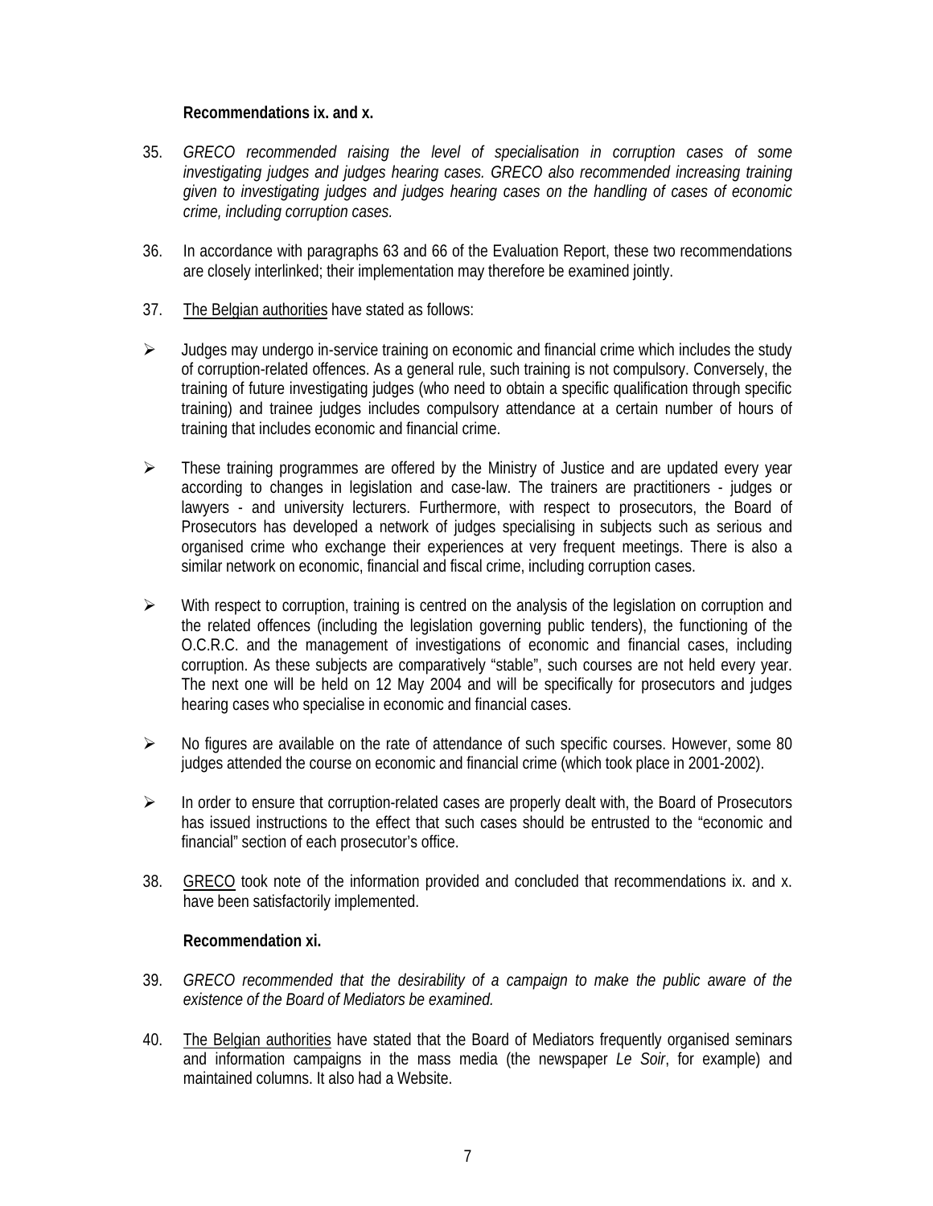**Recommendations ix. and x.**

35. *GRECO recommended raising the level of specialisation in corruption cases of some investigating judges and judges hearing cases. GRECO also recommended increasing training given to investigating judges and judges hearing cases on the handling of cases of economic crime, including corruption cases.*

36. In accordance with paragraphs 63 and 66 of the Evaluation Report, these two recommendations are closely interlinked; their implementation may therefore be examined jointly.

37. The Belgian authorities have stated as follows:

- Judges may undergo in-service training on economic and financial crime which includes the study of corruption-related offences. As a general rule, such training is not compulsory. Conversely, the training of future investigating judges (who need to obtain a specific qualification through specific training) and trainee judges includes compulsory attendance at a certain number of hours of training that includes economic and financial crime.

- These training programmes are offered by the Ministry of Justice and are updated every year according to changes in legislation and case-law. The trainers are practitioners - judges or lawyers - and university lecturers. Furthermore, with respect to prosecutors, the Board of Prosecutors has developed a network of judges specialising in subjects such as serious and organised crime who exchange their experiences at very frequent meetings. There is also a similar network on economic, financial and fiscal crime, including corruption cases.

- With respect to corruption, training is centred on the analysis of the legislation on corruption and the related offences (including the legislation governing public tenders), the functioning of the O.C.R.C. and the management of investigations of economic and financial cases, including corruption. As these subjects are comparatively "stable", such courses are not held every year. The next one will be held on 12 May 2004 and will be specifically for prosecutors and judges hearing cases who specialise in economic and financial cases.

- No figures are available on the rate of attendance of such specific courses. However, some 80 judges attended the course on economic and financial crime (which took place in 2001-2002).

- In order to ensure that corruption-related cases are properly dealt with, the Board of Prosecutors has issued instructions to the effect that such cases should be entrusted to the "economic and financial" section of each prosecutor's office.

38. GRECO took note of the information provided and concluded that recommendations ix. and x. have been satisfactorily implemented.

**Recommendation xi.**

39. *GRECO recommended that the desirability of a campaign to make the public aware of the existence of the Board of Mediators be examined.*

40. The Belgian authorities have stated that the Board of Mediators frequently organised seminars and information campaigns in the mass media (the newspaper *Le Soir*, for example) and maintained columns. It also had a Website.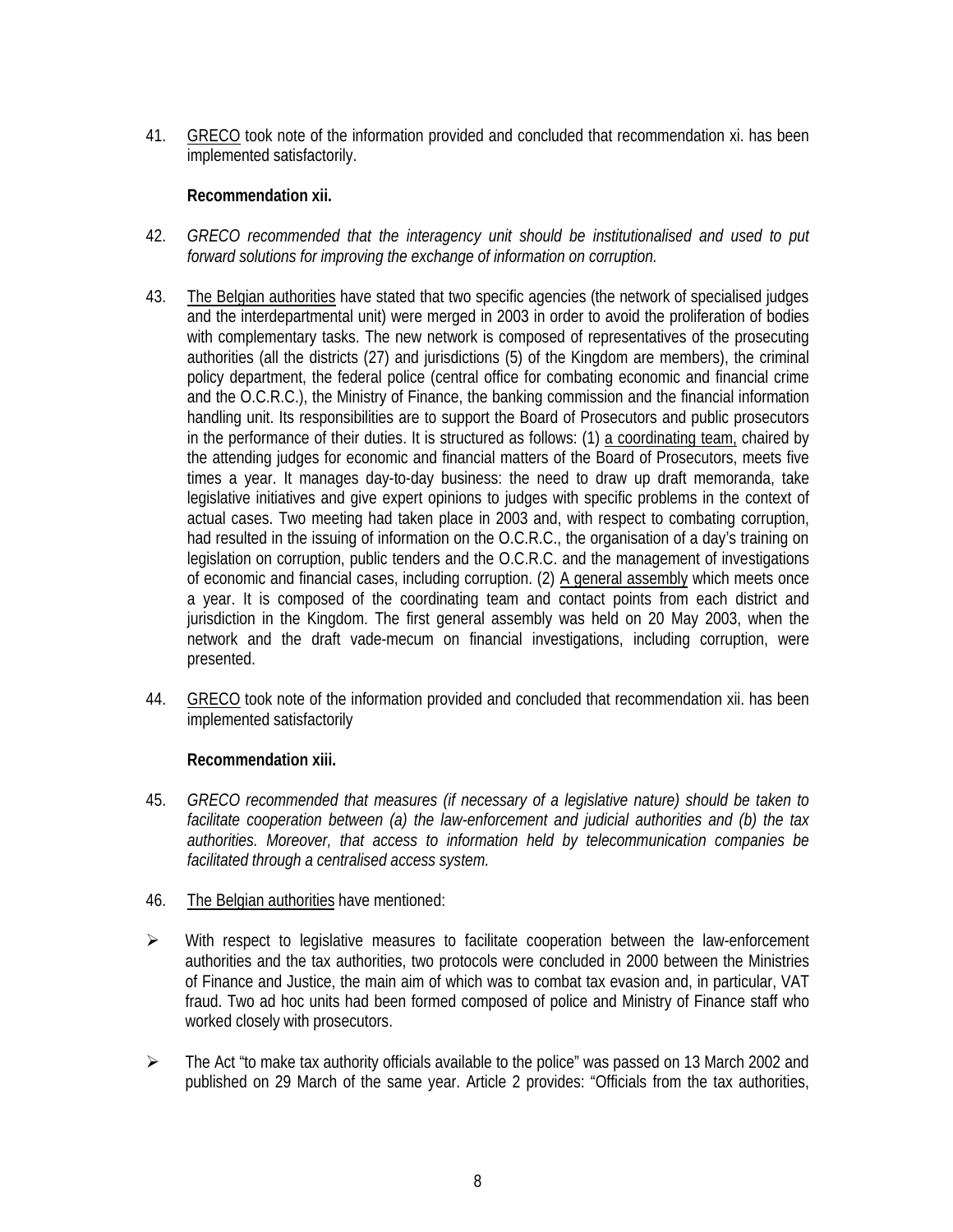41. GRECO took note of the information provided and concluded that recommendation xi. has been implemented satisfactorily.

**Recommendation xii.**

42. *GRECO recommended that the interagency unit should be institutionalised and used to put forward solutions for improving the exchange of information on corruption.*

43. The Belgian authorities have stated that two specific agencies (the network of specialised judges and the interdepartmental unit) were merged in 2003 in order to avoid the proliferation of bodies with complementary tasks. The new network is composed of representatives of the prosecuting authorities (all the districts (27) and jurisdictions (5) of the Kingdom are members), the criminal policy department, the federal police (central office for combating economic and financial crime and the O.C.R.C.), the Ministry of Finance, the banking commission and the financial information handling unit. Its responsibilities are to support the Board of Prosecutors and public prosecutors in the performance of their duties. It is structured as follows: (1) a coordinating team, chaired by the attending judges for economic and financial matters of the Board of Prosecutors, meets five times a year. It manages day-to-day business: the need to draw up draft memoranda, take legislative initiatives and give expert opinions to judges with specific problems in the context of actual cases. Two meeting had taken place in 2003 and, with respect to combating corruption, had resulted in the issuing of information on the O.C.R.C., the organisation of a day's training on legislation on corruption, public tenders and the O.C.R.C. and the management of investigations of economic and financial cases, including corruption. (2) A general assembly which meets once a year. It is composed of the coordinating team and contact points from each district and jurisdiction in the Kingdom. The first general assembly was held on 20 May 2003, when the network and the draft vade-mecum on financial investigations, including corruption, were presented.

44. GRECO took note of the information provided and concluded that recommendation xii. has been implemented satisfactorily

**Recommendation xiii.**

45. *GRECO recommended that measures (if necessary of a legislative nature) should be taken to facilitate cooperation between (a) the law-enforcement and judicial authorities and (b) the tax authorities. Moreover, that access to information held by telecommunication companies be facilitated through a centralised access system.*

46. The Belgian authorities have mentioned:

- With respect to legislative measures to facilitate cooperation between the law-enforcement authorities and the tax authorities, two protocols were concluded in 2000 between the Ministries of Finance and Justice, the main aim of which was to combat tax evasion and, in particular, VAT fraud. Two ad hoc units had been formed composed of police and Ministry of Finance staff who worked closely with prosecutors.

- The Act "to make tax authority officials available to the police" was passed on 13 March 2002 and published on 29 March of the same year. Article 2 provides: "Officials from the tax authorities,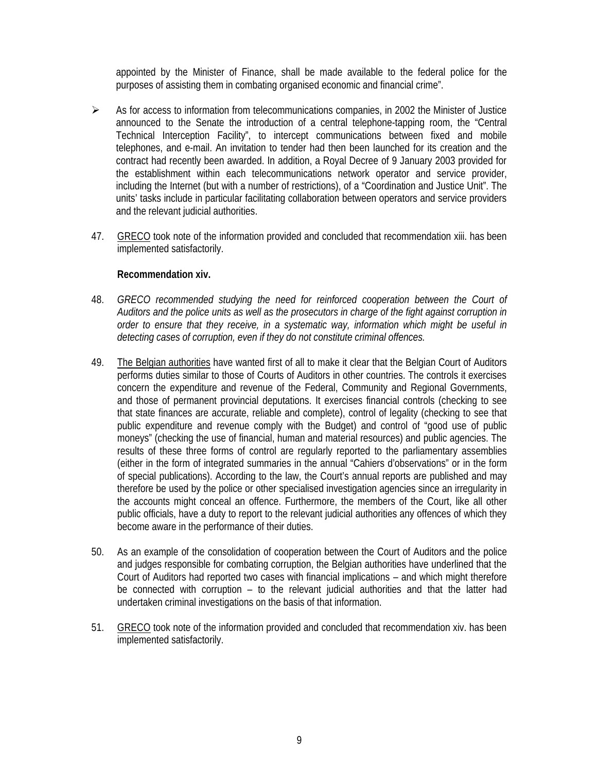appointed by the Minister of Finance, shall be made available to the federal police for the purposes of assisting them in combating organised economic and financial crime".

- As for access to information from telecommunications companies, in 2002 the Minister of Justice announced to the Senate the introduction of a central telephone-tapping room, the "Central Technical Interception Facility", to intercept communications between fixed and mobile telephones, and e-mail. An invitation to tender had then been launched for its creation and the contract had recently been awarded. In addition, a Royal Decree of 9 January 2003 provided for the establishment within each telecommunications network operator and service provider, including the Internet (but with a number of restrictions), of a "Coordination and Justice Unit". The units' tasks include in particular facilitating collaboration between operators and service providers and the relevant judicial authorities.

47. GRECO took note of the information provided and concluded that recommendation xiii. has been implemented satisfactorily.

**Recommendation xiv.**

48. *GRECO recommended studying the need for reinforced cooperation between the Court of Auditors and the police units as well as the prosecutors in charge of the fight against corruption in order to ensure that they receive, in a systematic way, information which might be useful in detecting cases of corruption, even if they do not constitute criminal offences.*

49. The Belgian authorities have wanted first of all to make it clear that the Belgian Court of Auditors performs duties similar to those of Courts of Auditors in other countries. The controls it exercises concern the expenditure and revenue of the Federal, Community and Regional Governments, and those of permanent provincial deputations. It exercises financial controls (checking to see that state finances are accurate, reliable and complete), control of legality (checking to see that public expenditure and revenue comply with the Budget) and control of "good use of public moneys" (checking the use of financial, human and material resources) and public agencies. The results of these three forms of control are regularly reported to the parliamentary assemblies (either in the form of integrated summaries in the annual "Cahiers d'observations" or in the form of special publications). According to the law, the Court's annual reports are published and may therefore be used by the police or other specialised investigation agencies since an irregularity in the accounts might conceal an offence. Furthermore, the members of the Court, like all other public officials, have a duty to report to the relevant judicial authorities any offences of which they become aware in the performance of their duties.

50. As an example of the consolidation of cooperation between the Court of Auditors and the police and judges responsible for combating corruption, the Belgian authorities have underlined that the Court of Auditors had reported two cases with financial implications – and which might therefore be connected with corruption – to the relevant judicial authorities and that the latter had undertaken criminal investigations on the basis of that information.

51. GRECO took note of the information provided and concluded that recommendation xiv. has been implemented satisfactorily.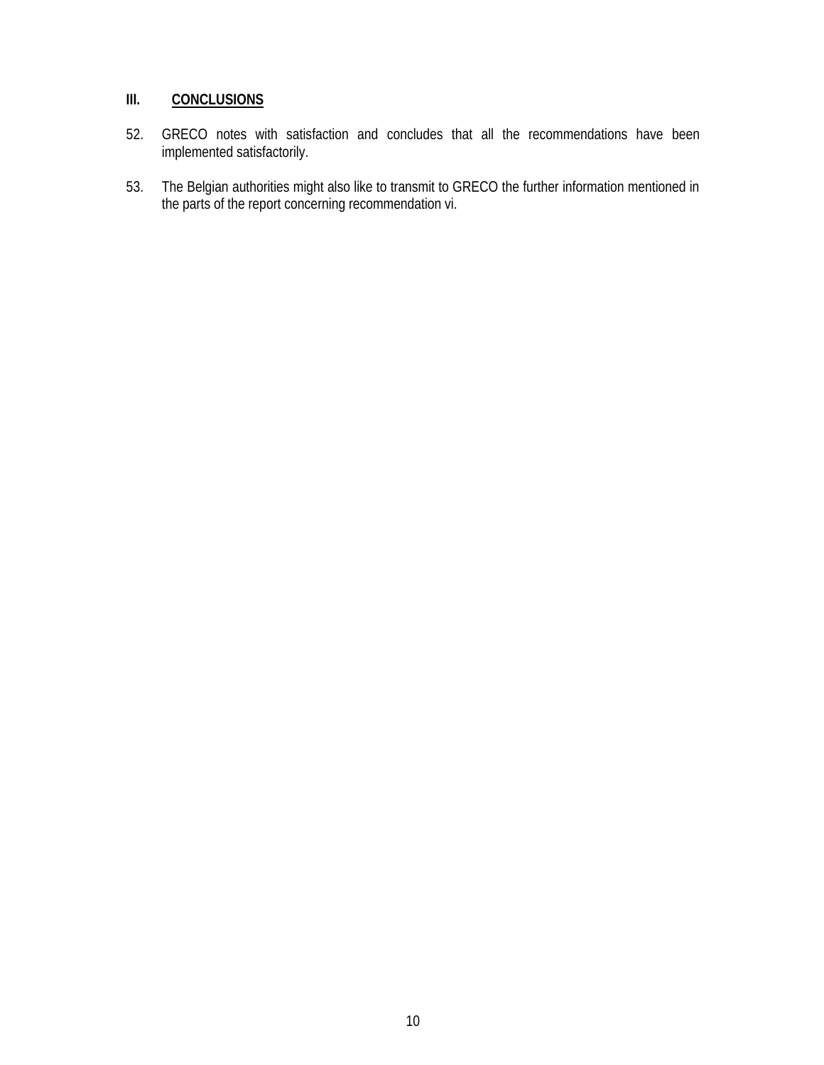## III. CONCLUSIONS

52. GRECO notes with satisfaction and concludes that all the recommendations have been implemented satisfactorily.

53. The Belgian authorities might also like to transmit to GRECO the further information mentioned in the parts of the report concerning recommendation vi.